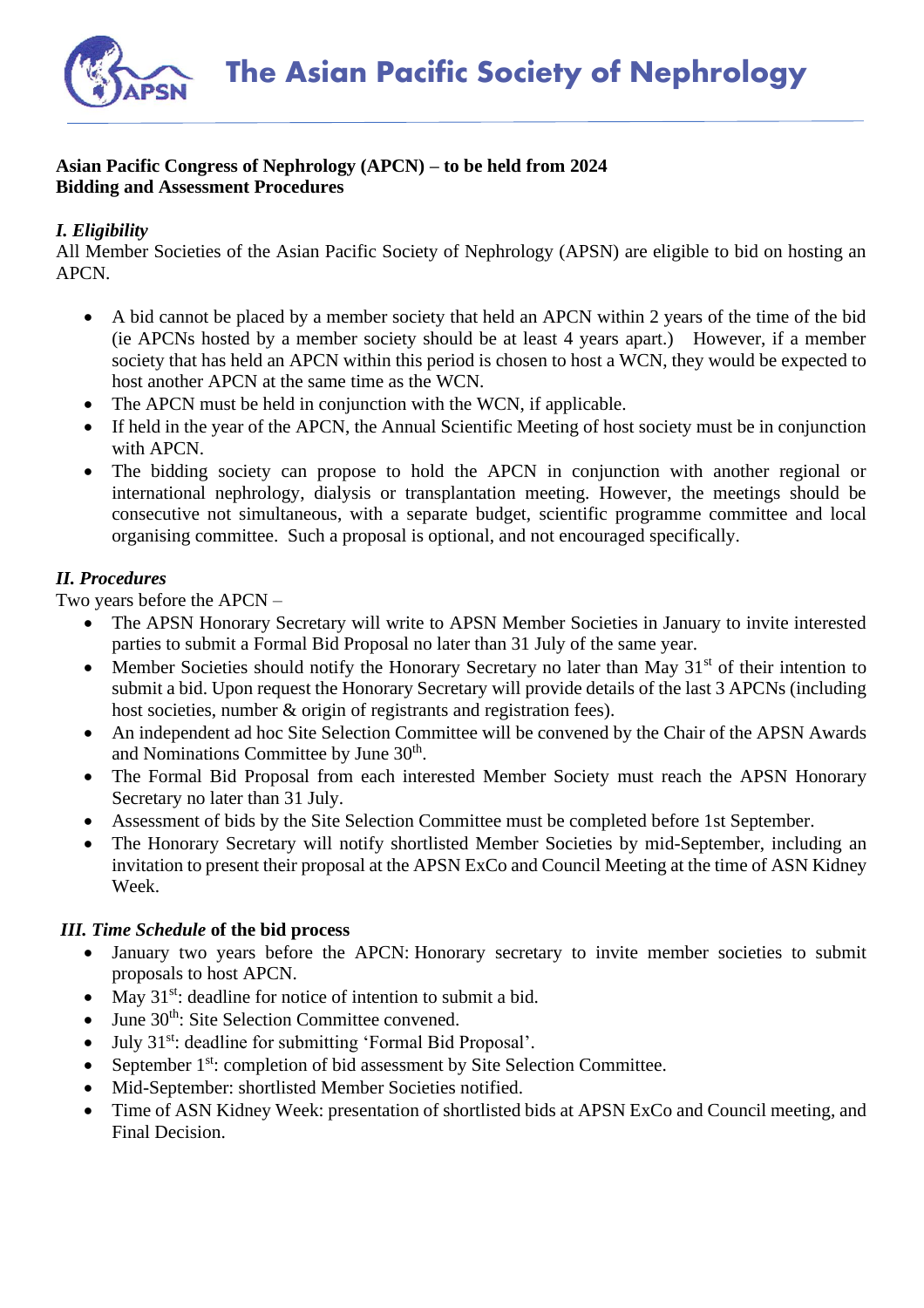# The Asian Pacific Society of Nephrology

**Asian Pacific Congress of Nephrology (APCN) – to be held from 2024**
**Bidding and Assessment Procedures**

### *I. Eligibility*

All Member Societies of the Asian Pacific Society of Nephrology (APSN) are eligible to bid on hosting an APCN.

- A bid cannot be placed by a member society that held an APCN within 2 years of the time of the bid (ie APCNs hosted by a member society should be at least 4 years apart.) However, if a member society that has held an APCN within this period is chosen to host a WCN, they would be expected to host another APCN at the same time as the WCN.
- The APCN must be held in conjunction with the WCN, if applicable.
- If held in the year of the APCN, the Annual Scientific Meeting of host society must be in conjunction with APCN.
- The bidding society can propose to hold the APCN in conjunction with another regional or international nephrology, dialysis or transplantation meeting. However, the meetings should be consecutive not simultaneous, with a separate budget, scientific programme committee and local organising committee. Such a proposal is optional, and not encouraged specifically.

### *II. Procedures*

Two years before the APCN –

- The APSN Honorary Secretary will write to APSN Member Societies in January to invite interested parties to submit a Formal Bid Proposal no later than 31 July of the same year.
- Member Societies should notify the Honorary Secretary no later than May 31st of their intention to submit a bid. Upon request the Honorary Secretary will provide details of the last 3 APCNs (including host societies, number & origin of registrants and registration fees).
- An independent ad hoc Site Selection Committee will be convened by the Chair of the APSN Awards and Nominations Committee by June 30th.
- The Formal Bid Proposal from each interested Member Society must reach the APSN Honorary Secretary no later than 31 July.
- Assessment of bids by the Site Selection Committee must be completed before 1st September.
- The Honorary Secretary will notify shortlisted Member Societies by mid-September, including an invitation to present their proposal at the APSN ExCo and Council Meeting at the time of ASN Kidney Week.

### *III. Time Schedule* of the bid process

- January two years before the APCN: Honorary secretary to invite member societies to submit proposals to host APCN.
- May 31st: deadline for notice of intention to submit a bid.
- June 30th: Site Selection Committee convened.
- July 31st: deadline for submitting 'Formal Bid Proposal'.
- September 1st: completion of bid assessment by Site Selection Committee.
- Mid-September: shortlisted Member Societies notified.
- Time of ASN Kidney Week: presentation of shortlisted bids at APSN ExCo and Council meeting, and Final Decision.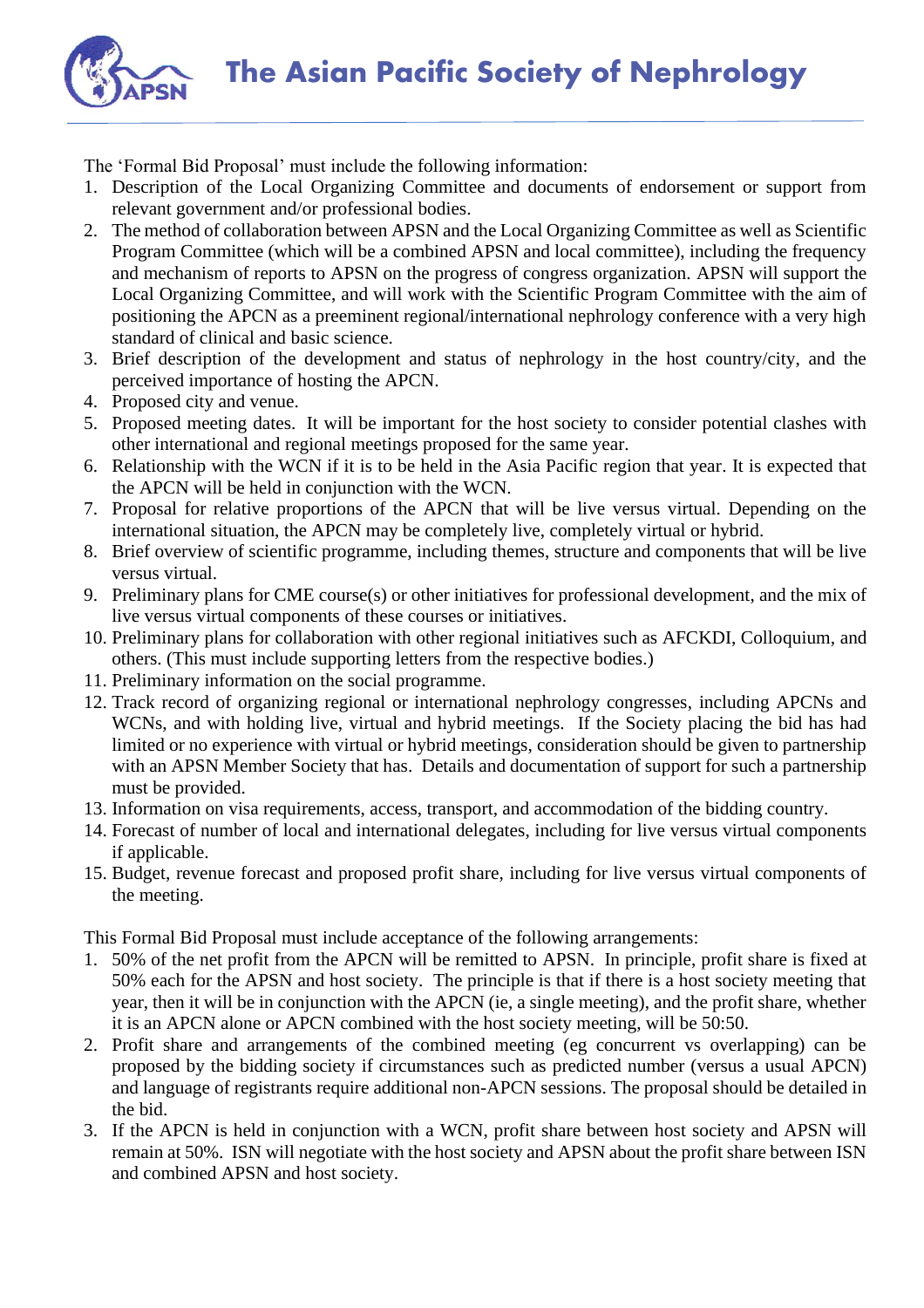The 'Formal Bid Proposal' must include the following information:

1. Description of the Local Organizing Committee and documents of endorsement or support from relevant government and/or professional bodies.
2. The method of collaboration between APSN and the Local Organizing Committee as well as Scientific Program Committee (which will be a combined APSN and local committee), including the frequency and mechanism of reports to APSN on the progress of congress organization. APSN will support the Local Organizing Committee, and will work with the Scientific Program Committee with the aim of positioning the APCN as a preeminent regional/international nephrology conference with a very high standard of clinical and basic science.
3. Brief description of the development and status of nephrology in the host country/city, and the perceived importance of hosting the APCN.
4. Proposed city and venue.
5. Proposed meeting dates. It will be important for the host society to consider potential clashes with other international and regional meetings proposed for the same year.
6. Relationship with the WCN if it is to be held in the Asia Pacific region that year. It is expected that the APCN will be held in conjunction with the WCN.
7. Proposal for relative proportions of the APCN that will be live versus virtual. Depending on the international situation, the APCN may be completely live, completely virtual or hybrid.
8. Brief overview of scientific programme, including themes, structure and components that will be live versus virtual.
9. Preliminary plans for CME course(s) or other initiatives for professional development, and the mix of live versus virtual components of these courses or initiatives.
10. Preliminary plans for collaboration with other regional initiatives such as AFCKDI, Colloquium, and others. (This must include supporting letters from the respective bodies.)
11. Preliminary information on the social programme.
12. Track record of organizing regional or international nephrology congresses, including APCNs and WCNs, and with holding live, virtual and hybrid meetings. If the Society placing the bid has had limited or no experience with virtual or hybrid meetings, consideration should be given to partnership with an APSN Member Society that has. Details and documentation of support for such a partnership must be provided.
13. Information on visa requirements, access, transport, and accommodation of the bidding country.
14. Forecast of number of local and international delegates, including for live versus virtual components if applicable.
15. Budget, revenue forecast and proposed profit share, including for live versus virtual components of the meeting.

This Formal Bid Proposal must include acceptance of the following arrangements:

1. 50% of the net profit from the APCN will be remitted to APSN. In principle, profit share is fixed at 50% each for the APSN and host society. The principle is that if there is a host society meeting that year, then it will be in conjunction with the APCN (ie, a single meeting), and the profit share, whether it is an APCN alone or APCN combined with the host society meeting, will be 50:50.
2. Profit share and arrangements of the combined meeting (eg concurrent vs overlapping) can be proposed by the bidding society if circumstances such as predicted number (versus a usual APCN) and language of registrants require additional non-APCN sessions. The proposal should be detailed in the bid.
3. If the APCN is held in conjunction with a WCN, profit share between host society and APSN will remain at 50%. ISN will negotiate with the host society and APSN about the profit share between ISN and combined APSN and host society.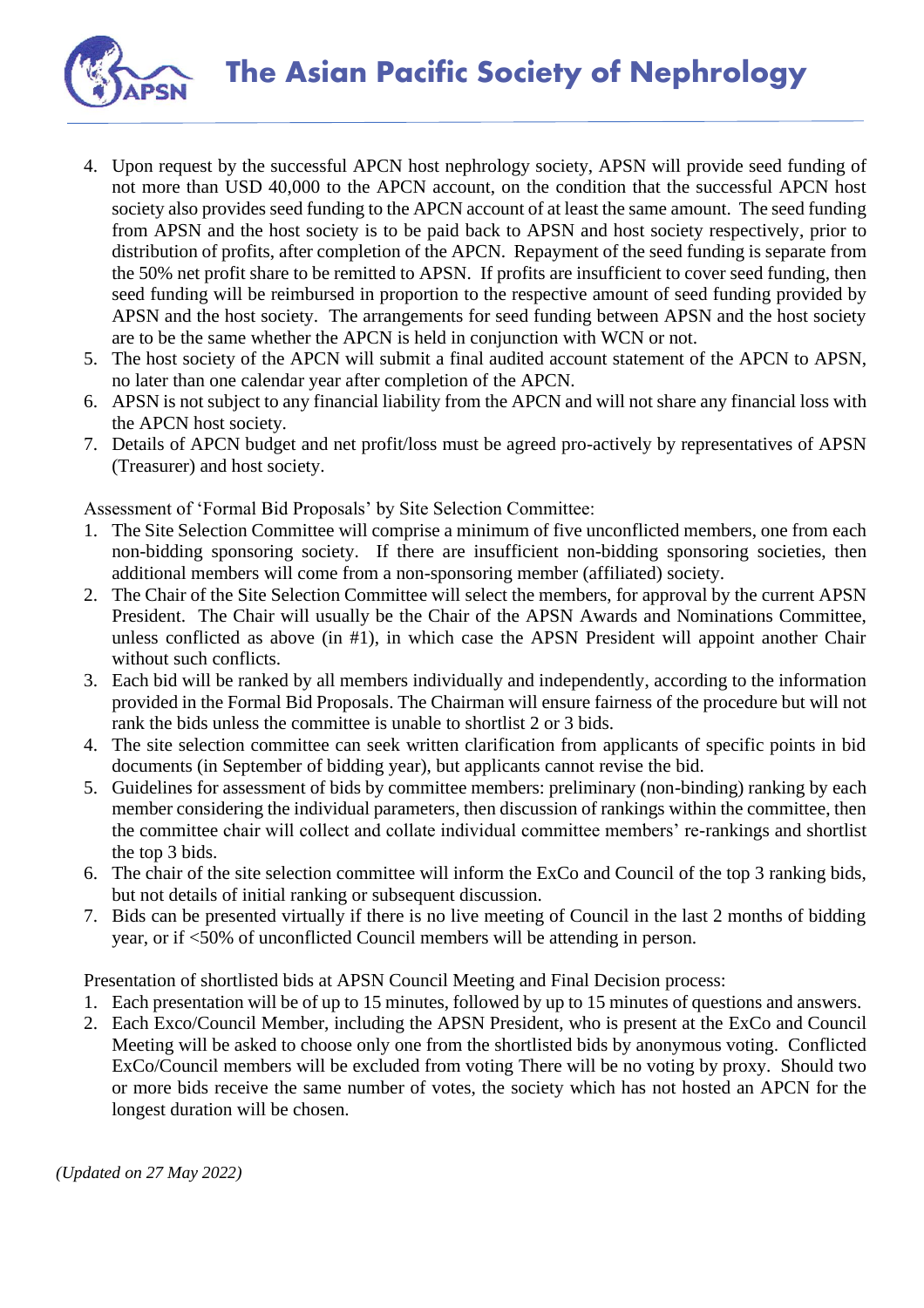4. Upon request by the successful APCN host nephrology society, APSN will provide seed funding of not more than USD 40,000 to the APCN account, on the condition that the successful APCN host society also provides seed funding to the APCN account of at least the same amount. The seed funding from APSN and the host society is to be paid back to APSN and host society respectively, prior to distribution of profits, after completion of the APCN. Repayment of the seed funding is separate from the 50% net profit share to be remitted to APSN. If profits are insufficient to cover seed funding, then seed funding will be reimbursed in proportion to the respective amount of seed funding provided by APSN and the host society. The arrangements for seed funding between APSN and the host society are to be the same whether the APCN is held in conjunction with WCN or not.
5. The host society of the APCN will submit a final audited account statement of the APCN to APSN, no later than one calendar year after completion of the APCN.
6. APSN is not subject to any financial liability from the APCN and will not share any financial loss with the APCN host society.
7. Details of APCN budget and net profit/loss must be agreed pro-actively by representatives of APSN (Treasurer) and host society.

Assessment of 'Formal Bid Proposals' by Site Selection Committee:

1. The Site Selection Committee will comprise a minimum of five unconflicted members, one from each non-bidding sponsoring society. If there are insufficient non-bidding sponsoring societies, then additional members will come from a non-sponsoring member (affiliated) society.
2. The Chair of the Site Selection Committee will select the members, for approval by the current APSN President. The Chair will usually be the Chair of the APSN Awards and Nominations Committee, unless conflicted as above (in #1), in which case the APSN President will appoint another Chair without such conflicts.
3. Each bid will be ranked by all members individually and independently, according to the information provided in the Formal Bid Proposals. The Chairman will ensure fairness of the procedure but will not rank the bids unless the committee is unable to shortlist 2 or 3 bids.
4. The site selection committee can seek written clarification from applicants of specific points in bid documents (in September of bidding year), but applicants cannot revise the bid.
5. Guidelines for assessment of bids by committee members: preliminary (non-binding) ranking by each member considering the individual parameters, then discussion of rankings within the committee, then the committee chair will collect and collate individual committee members' re-rankings and shortlist the top 3 bids.
6. The chair of the site selection committee will inform the ExCo and Council of the top 3 ranking bids, but not details of initial ranking or subsequent discussion.
7. Bids can be presented virtually if there is no live meeting of Council in the last 2 months of bidding year, or if <50% of unconflicted Council members will be attending in person.

Presentation of shortlisted bids at APSN Council Meeting and Final Decision process:

1. Each presentation will be of up to 15 minutes, followed by up to 15 minutes of questions and answers.
2. Each Exco/Council Member, including the APSN President, who is present at the ExCo and Council Meeting will be asked to choose only one from the shortlisted bids by anonymous voting. Conflicted ExCo/Council members will be excluded from voting There will be no voting by proxy. Should two or more bids receive the same number of votes, the society which has not hosted an APCN for the longest duration will be chosen.

*(Updated on 27 May 2022)*